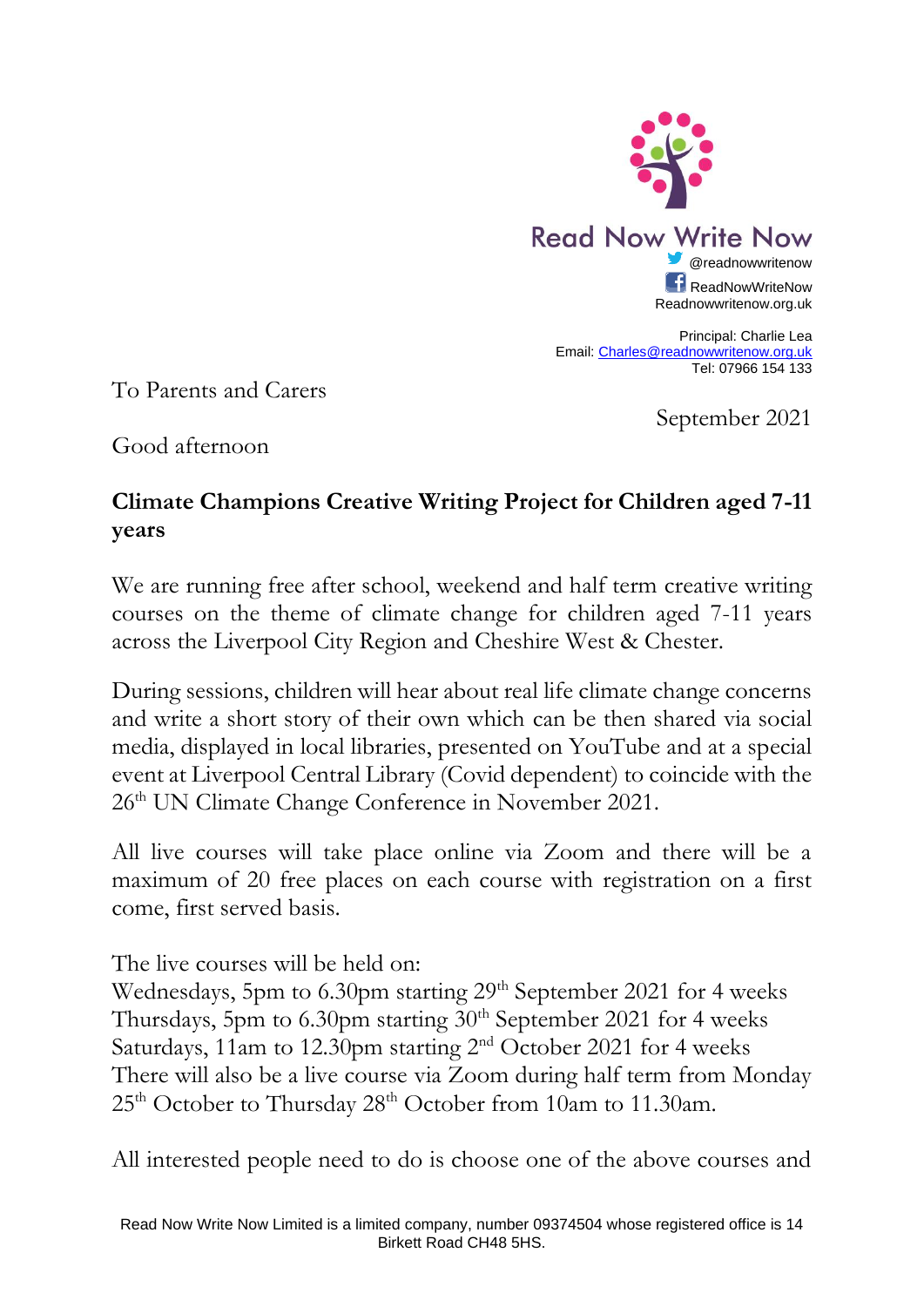Read Now Write Now
@readnowwritenow
ReadNowWriteNow
Readnowwritenow.org.uk

Principal: Charlie Lea
Email: [Charles@readnowwritenow.org.uk](mailto:Charles@readnowwritenow.org.uk)
Tel: 07966 154 133

To Parents and Carers

September 2021

Good afternoon

**Climate Champions Creative Writing Project for Children aged 7-11 years**

We are running free after school, weekend and half term creative writing courses on the theme of climate change for children aged 7-11 years across the Liverpool City Region and Cheshire West & Chester.

During sessions, children will hear about real life climate change concerns and write a short story of their own which can be then shared via social media, displayed in local libraries, presented on YouTube and at a special event at Liverpool Central Library (Covid dependent) to coincide with the 26th UN Climate Change Conference in November 2021.

All live courses will take place online via Zoom and there will be a maximum of 20 free places on each course with registration on a first come, first served basis.

The live courses will be held on:
Wednesdays, 5pm to 6.30pm starting 29th September 2021 for 4 weeks
Thursdays, 5pm to 6.30pm starting 30th September 2021 for 4 weeks
Saturdays, 11am to 12.30pm starting 2nd October 2021 for 4 weeks
There will also be a live course via Zoom during half term from Monday 25th October to Thursday 28th October from 10am to 11.30am.

All interested people need to do is choose one of the above courses and

Read Now Write Now Limited is a limited company, number 09374504 whose registered office is 14 Birkett Road CH48 5HS.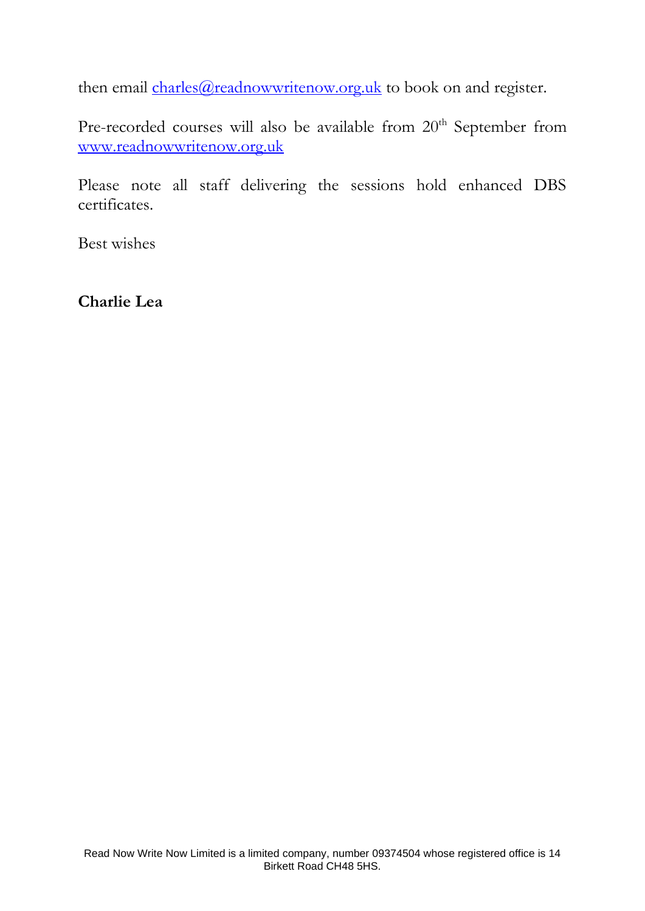then email charles@readnowwritenow.org.uk to book on and register.

Pre-recorded courses will also be available from 20th September from www.readnowwritenow.org.uk

Please note all staff delivering the sessions hold enhanced DBS certificates.

Best wishes

**Charlie Lea**

Read Now Write Now Limited is a limited company, number 09374504 whose registered office is 14 Birkett Road CH48 5HS.